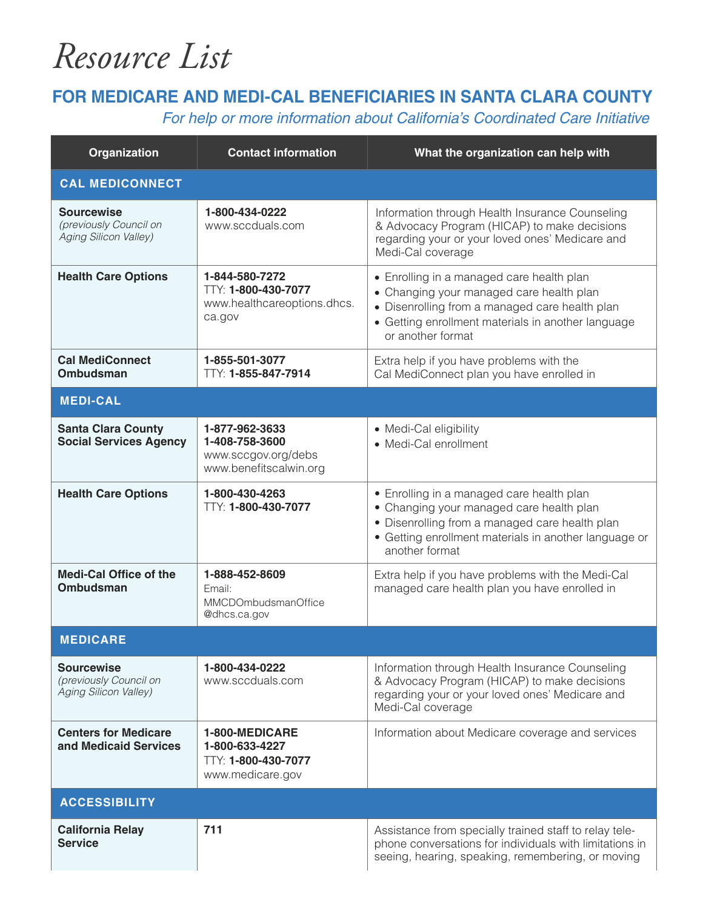# *Resource List*

## FOR MEDICARE AND MEDI-CAL BENEFICIARIES IN SANTA CLARA COUNTY

*For help or more information about California's Coordinated Care Initiative*

| Organization | Contact information | What the organization can help with |
|---|---|---|
| **CAL MEDICONNECT** | | |
| **Sourcewise** *(previously Council on Aging Silicon Valley)* | **1-800-434-0222** www.sccduals.com | Information through Health Insurance Counseling & Advocacy Program (HICAP) to make decisions regarding your or your loved ones' Medicare and Medi-Cal coverage |
| **Health Care Options** | **1-844-580-7272** TTY: **1-800-430-7077** www.healthcareoptions.dhcs.ca.gov | • Enrolling in a managed care health plan<br>• Changing your managed care health plan<br>• Disenrolling from a managed care health plan<br>• Getting enrollment materials in another language or another format |
| **Cal MediConnect Ombudsman** | **1-855-501-3077** TTY: **1-855-847-7914** | Extra help if you have problems with the Cal MediConnect plan you have enrolled in |
| **MEDI-CAL** | | |
| **Santa Clara County Social Services Agency** | **1-877-962-3633** **1-408-758-3600** www.sccgov.org/debs www.benefitscalwin.org | • Medi-Cal eligibility<br>• Medi-Cal enrollment |
| **Health Care Options** | **1-800-430-4263** TTY: **1-800-430-7077** | • Enrolling in a managed care health plan<br>• Changing your managed care health plan<br>• Disenrolling from a managed care health plan<br>• Getting enrollment materials in another language or another format |
| **Medi-Cal Office of the Ombudsman** | **1-888-452-8609** Email: MMCDOmbudsmanOffice@dhcs.ca.gov | Extra help if you have problems with the Medi-Cal managed care health plan you have enrolled in |
| **MEDICARE** | | |
| **Sourcewise** *(previously Council on Aging Silicon Valley)* | **1-800-434-0222** www.sccduals.com | Information through Health Insurance Counseling & Advocacy Program (HICAP) to make decisions regarding your or your loved ones' Medicare and Medi-Cal coverage |
| **Centers for Medicare and Medicaid Services** | **1-800-MEDICARE** **1-800-633-4227** TTY: **1-800-430-7077** www.medicare.gov | Information about Medicare coverage and services |
| **ACCESSIBILITY** | | |
| **California Relay Service** | **711** | Assistance from specially trained staff to relay telephone conversations for individuals with limitations in seeing, hearing, speaking, remembering, or moving |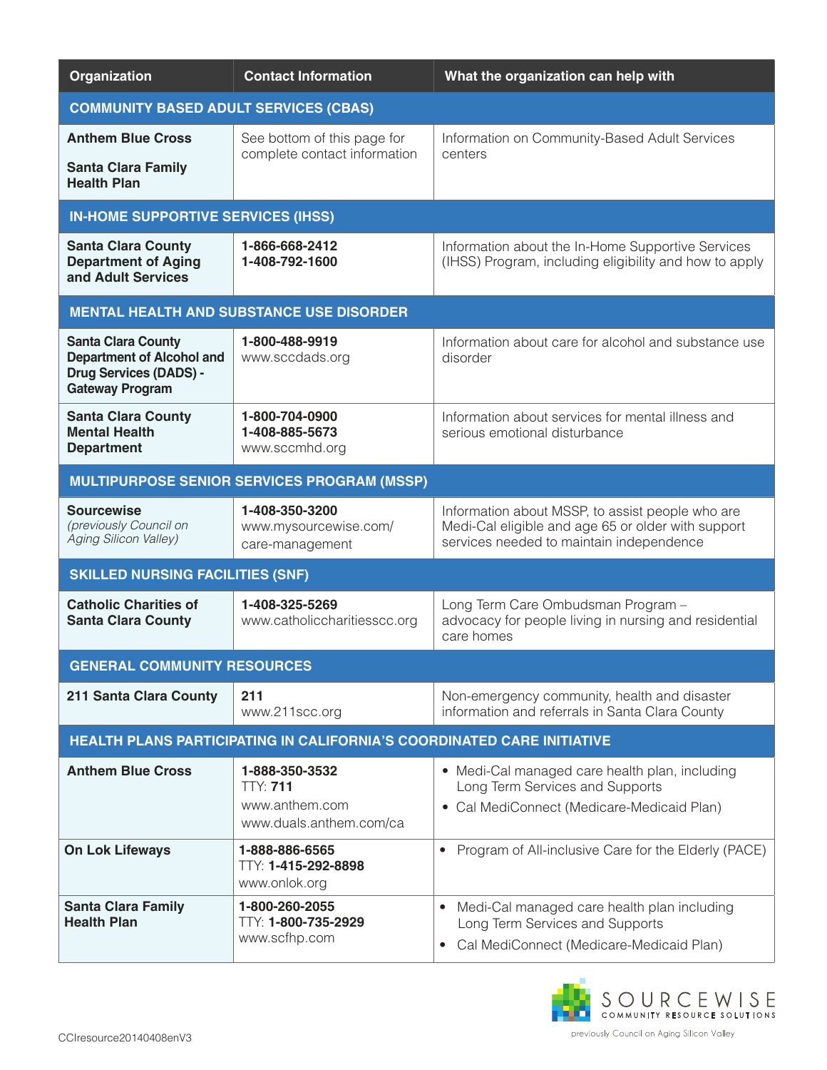| Organization | Contact Information | What the organization can help with |
|---|---|---|
| **COMMUNITY BASED ADULT SERVICES (CBAS)** | | |
| **Anthem Blue Cross**<br><br>**Santa Clara Family Health Plan** | See bottom of this page for complete contact information | Information on Community-Based Adult Services centers |
| **IN-HOME SUPPORTIVE SERVICES (IHSS)** | | |
| **Santa Clara County Department of Aging and Adult Services** | **1-866-668-2412**<br>**1-408-792-1600** | Information about the In-Home Supportive Services (IHSS) Program, including eligibility and how to apply |
| **MENTAL HEALTH AND SUBSTANCE USE DISORDER** | | |
| **Santa Clara County Department of Alcohol and Drug Services (DADS) - Gateway Program** | **1-800-488-9919**<br>www.sccdads.org | Information about care for alcohol and substance use disorder |
| **Santa Clara County Mental Health Department** | **1-800-704-0900**<br>**1-408-885-5673**<br>www.sccmhd.org | Information about services for mental illness and serious emotional disturbance |
| **MULTIPURPOSE SENIOR SERVICES PROGRAM (MSSP)** | | |
| **Sourcewise**<br>*(previously Council on Aging Silicon Valley)* | **1-408-350-3200**<br>www.mysourcewise.com/care-management | Information about MSSP, to assist people who are Medi-Cal eligible and age 65 or older with support services needed to maintain independence |
| **SKILLED NURSING FACILITIES (SNF)** | | |
| **Catholic Charities of Santa Clara County** | **1-408-325-5269**<br>www.catholiccharitiesscc.org | Long Term Care Ombudsman Program – advocacy for people living in nursing and residential care homes |
| **GENERAL COMMUNITY RESOURCES** | | |
| **211 Santa Clara County** | **211**<br>www.211scc.org | Non-emergency community, health and disaster information and referrals in Santa Clara County |
| **HEALTH PLANS PARTICIPATING IN CALIFORNIA'S COORDINATED CARE INITIATIVE** | | |
| **Anthem Blue Cross** | **1-888-350-3532**<br>TTY: **711**<br>www.anthem.com<br>www.duals.anthem.com/ca | • Medi-Cal managed care health plan, including Long Term Services and Supports<br>• Cal MediConnect (Medicare-Medicaid Plan) |
| **On Lok Lifeways** | **1-888-886-6565**<br>TTY: **1-415-292-8898**<br>www.onlok.org | • Program of All-inclusive Care for the Elderly (PACE) |
| **Santa Clara Family Health Plan** | **1-800-260-2055**<br>TTY: **1-800-735-2929**<br>www.scfhp.com | • Medi-Cal managed care health plan including Long Term Services and Supports<br>• Cal MediConnect (Medicare-Medicaid Plan) |

SOURCEWISE
COMMUNITY RESOURCE SOLUTIONS
previously Council on Aging Silicon Valley

CCIresource20140408enV3